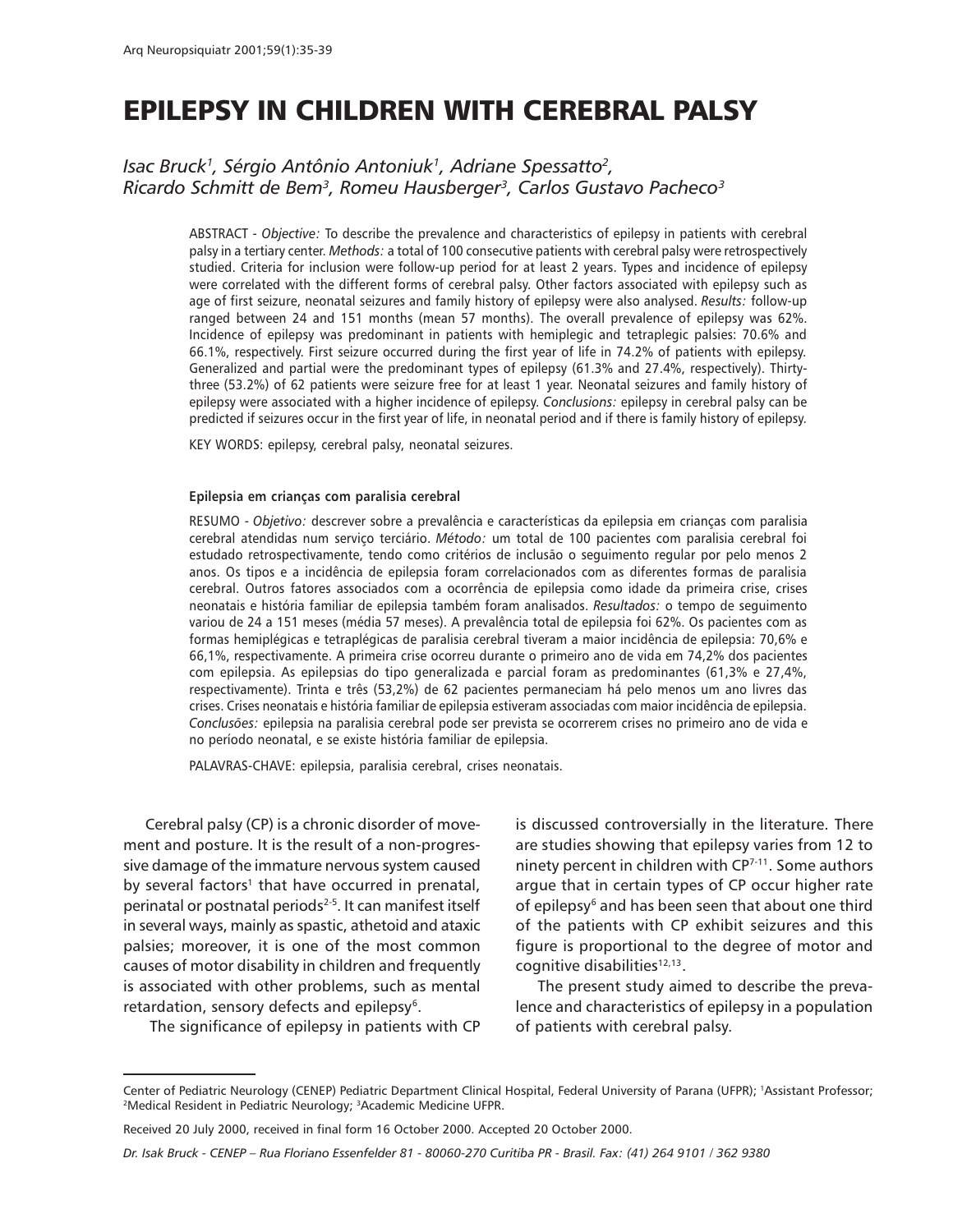# EPILEPSY IN CHILDREN WITH CEREBRAL PALSY

*Isac Bruck[1], Sérgio Antônio Antoniuk[1], Adriane Spessatto[2], Ricardo Schmitt de Bem[3], Romeu Hausberger[3], Carlos Gustavo Pacheco[3]*

ABSTRACT - *Objective:* To describe the prevalence and characteristics of epilepsy in patients with cerebral palsy in a tertiary center. *Methods:* a total of 100 consecutive patients with cerebral palsy were retrospectively studied. Criteria for inclusion were follow-up period for at least 2 years. Types and incidence of epilepsy were correlated with the different forms of cerebral palsy. Other factors associated with epilepsy such as age of first seizure, neonatal seizures and family history of epilepsy were also analysed. *Results:* follow-up ranged between 24 and 151 months (mean 57 months). The overall prevalence of epilepsy was 62%. Incidence of epilepsy was predominant in patients with hemiplegic and tetraplegic palsies: 70.6% and 66.1%, respectively. First seizure occurred during the first year of life in 74.2% of patients with epilepsy. Generalized and partial were the predominant types of epilepsy (61.3% and 27.4%, respectively). Thirty-three (53.2%) of 62 patients were seizure free for at least 1 year. Neonatal seizures and family history of epilepsy were associated with a higher incidence of epilepsy. *Conclusions:* epilepsy in cerebral palsy can be predicted if seizures occur in the first year of life, in neonatal period and if there is family history of epilepsy.

KEY WORDS: epilepsy, cerebral palsy, neonatal seizures.

**Epilepsia em crianças com paralisia cerebral**

RESUMO - *Objetivo:* descrever sobre a prevalência e características da epilepsia em crianças com paralisia cerebral atendidas num serviço terciário. *Método:* um total de 100 pacientes com paralisia cerebral foi estudado retrospectivamente, tendo como critérios de inclusão o seguimento regular por pelo menos 2 anos. Os tipos e a incidência de epilepsia foram correlacionados com as diferentes formas de paralisia cerebral. Outros fatores associados com a ocorrência de epilepsia como idade da primeira crise, crises neonatais e história familiar de epilepsia também foram analisados. *Resultados:* o tempo de seguimento variou de 24 a 151 meses (média 57 meses). A prevalência total de epilepsia foi 62%. Os pacientes com as formas hemiplégicas e tetraplégicas de paralisia cerebral tiveram a maior incidência de epilepsia: 70,6% e 66,1%, respectivamente. A primeira crise ocorreu durante o primeiro ano de vida em 74,2% dos pacientes com epilepsia. As epilepsias do tipo generalizada e parcial foram as predominantes (61,3% e 27,4%, respectivamente). Trinta e três (53,2%) de 62 pacientes permaneciam há pelo menos um ano livres das crises. Crises neonatais e história familiar de epilepsia estiveram associadas com maior incidência de epilepsia. *Conclusões:* epilepsia na paralisia cerebral pode ser prevista se ocorrerem crises no primeiro ano de vida e no período neonatal, e se existe história familiar de epilepsia.

PALAVRAS-CHAVE: epilepsia, paralisia cerebral, crises neonatais.

Cerebral palsy (CP) is a chronic disorder of movement and posture. It is the result of a non-progressive damage of the immature nervous system caused by several factors[1] that have occurred in prenatal, perinatal or postnatal periods[2-5]. It can manifest itself in several ways, mainly as spastic, athetoid and ataxic palsies; moreover, it is one of the most common causes of motor disability in children and frequently is associated with other problems, such as mental retardation, sensory defects and epilepsy[6].

The significance of epilepsy in patients with CP is discussed controversially in the literature. There are studies showing that epilepsy varies from 12 to ninety percent in children with CP[7-11]. Some authors argue that in certain types of CP occur higher rate of epilepsy[6] and has been seen that about one third of the patients with CP exhibit seizures and this figure is proportional to the degree of motor and cognitive disabilities[12,13].

The present study aimed to describe the prevalence and characteristics of epilepsy in a population of patients with cerebral palsy.

Center of Pediatric Neurology (CENEP) Pediatric Department Clinical Hospital, Federal University of Parana (UFPR); [1]Assistant Professor; [2]Medical Resident in Pediatric Neurology; [3]Academic Medicine UFPR.

Received 20 July 2000, received in final form 16 October 2000. Accepted 20 October 2000.

*Dr. Isak Bruck - CENEP – Rua Floriano Essenfelder 81 - 80060-270 Curitiba PR - Brasil. Fax: (41) 264 9101 / 362 9380*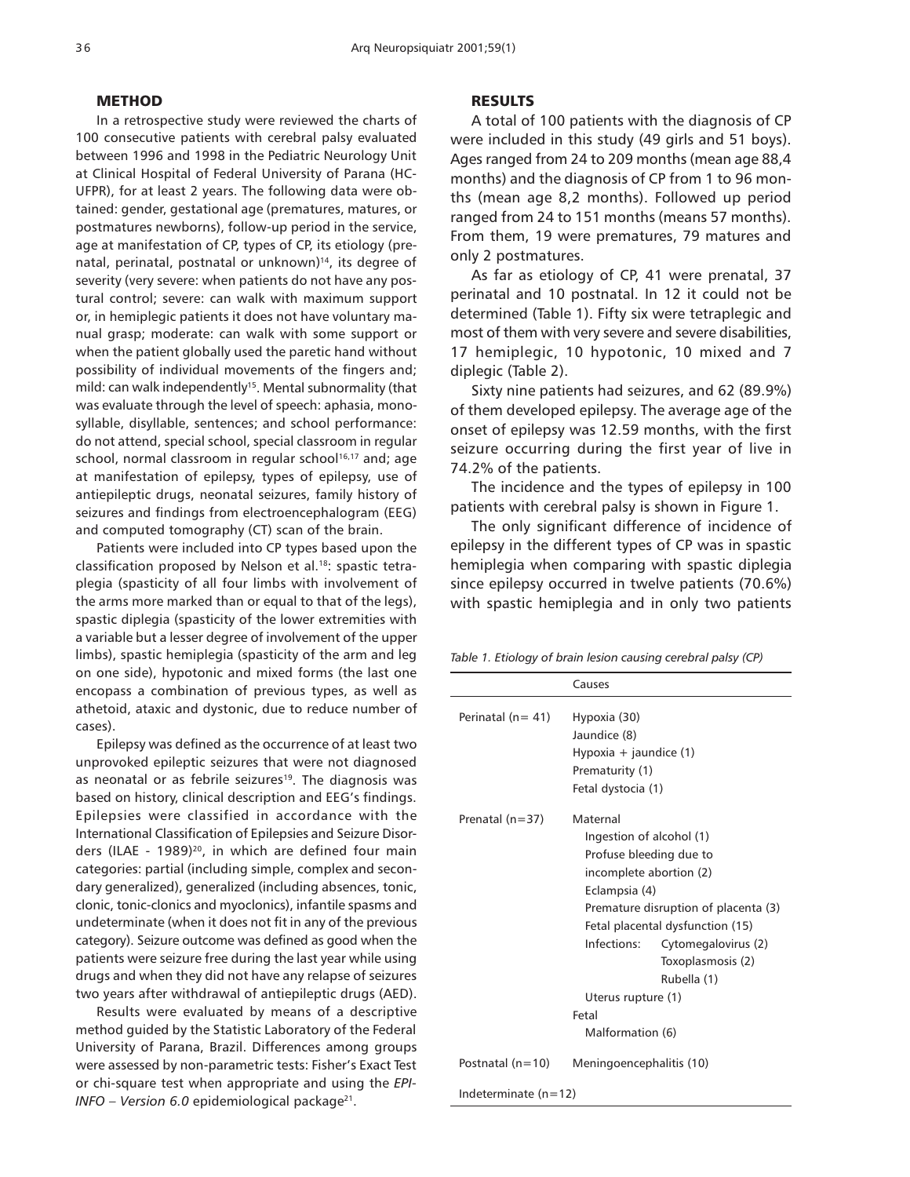## METHOD

In a retrospective study were reviewed the charts of 100 consecutive patients with cerebral palsy evaluated between 1996 and 1998 in the Pediatric Neurology Unit at Clinical Hospital of Federal University of Parana (HC-UFPR), for at least 2 years. The following data were obtained: gender, gestational age (prematures, matures, or postmatures newborns), follow-up period in the service, age at manifestation of CP, types of CP, its etiology (prenatal, perinatal, postnatal or unknown)[14], its degree of severity (very severe: when patients do not have any postural control; severe: can walk with maximum support or, in hemiplegic patients it does not have voluntary manual grasp; moderate: can walk with some support or when the patient globally used the paretic hand without possibility of individual movements of the fingers and; mild: can walk independently[15]. Mental subnormality (that was evaluate through the level of speech: aphasia, monosyllable, disyllable, sentences; and school performance: do not attend, special school, special classroom in regular school, normal classroom in regular school[16,17] and; age at manifestation of epilepsy, types of epilepsy, use of antiepileptic drugs, neonatal seizures, family history of seizures and findings from electroencephalogram (EEG) and computed tomography (CT) scan of the brain.

Patients were included into CP types based upon the classification proposed by Nelson et al.[18]: spastic tetraplegia (spasticity of all four limbs with involvement of the arms more marked than or equal to that of the legs), spastic diplegia (spasticity of the lower extremities with a variable but a lesser degree of involvement of the upper limbs), spastic hemiplegia (spasticity of the arm and leg on one side), hypotonic and mixed forms (the last one encopass a combination of previous types, as well as athetoid, ataxic and dystonic, due to reduce number of cases).

Epilepsy was defined as the occurrence of at least two unprovoked epileptic seizures that were not diagnosed as neonatal or as febrile seizures[19]. The diagnosis was based on history, clinical description and EEG's findings. Epilepsies were classified in accordance with the International Classification of Epilepsies and Seizure Disorders (ILAE - 1989)[20], in which are defined four main categories: partial (including simple, complex and secondary generalized), generalized (including absences, tonic, clonic, tonic-clonics and myoclonics), infantile spasms and undeterminate (when it does not fit in any of the previous category). Seizure outcome was defined as good when the patients were seizure free during the last year while using drugs and when they did not have any relapse of seizures two years after withdrawal of antiepileptic drugs (AED).

Results were evaluated by means of a descriptive method guided by the Statistic Laboratory of the Federal University of Parana, Brazil. Differences among groups were assessed by non-parametric tests: Fisher's Exact Test or chi-square test when appropriate and using the *EPI-INFO – Version 6.0* epidemiological package[21].

## RESULTS

A total of 100 patients with the diagnosis of CP were included in this study (49 girls and 51 boys). Ages ranged from 24 to 209 months (mean age 88,4 months) and the diagnosis of CP from 1 to 96 months (mean age 8,2 months). Followed up period ranged from 24 to 151 months (means 57 months). From them, 19 were prematures, 79 matures and only 2 postmatures.

As far as etiology of CP, 41 were prenatal, 37 perinatal and 10 postnatal. In 12 it could not be determined (Table 1). Fifty six were tetraplegic and most of them with very severe and severe disabilities, 17 hemiplegic, 10 hypotonic, 10 mixed and 7 diplegic (Table 2).

Sixty nine patients had seizures, and 62 (89.9%) of them developed epilepsy. The average age of the onset of epilepsy was 12.59 months, with the first seizure occurring during the first year of live in 74.2% of the patients.

The incidence and the types of epilepsy in 100 patients with cerebral palsy is shown in Figure 1.

The only significant difference of incidence of epilepsy in the different types of CP was in spastic hemiplegia when comparing with spastic diplegia since epilepsy occurred in twelve patients (70.6%) with spastic hemiplegia and in only two patients

*Table 1. Etiology of brain lesion causing cerebral palsy (CP)*

| | Causes |
|---|---|
| Perinatal (n= 41) | Hypoxia (30)<br>Jaundice (8)<br>Hypoxia + jaundice (1)<br>Prematurity (1)<br>Fetal dystocia (1) |
| Prenatal (n=37) | Maternal<br>Ingestion of alcohol (1)<br>Profuse bleeding due to incomplete abortion (2)<br>Eclampsia (4)<br>Premature disruption of placenta (3)<br>Fetal placental dysfunction (15)<br>Infections: Cytomegalovirus (2), Toxoplasmosis (2), Rubella (1)<br>Uterus rupture (1)<br>Fetal<br>Malformation (6) |
| Postnatal (n=10) | Meningoencephalitis (10) |
| Indeterminate (n=12) | |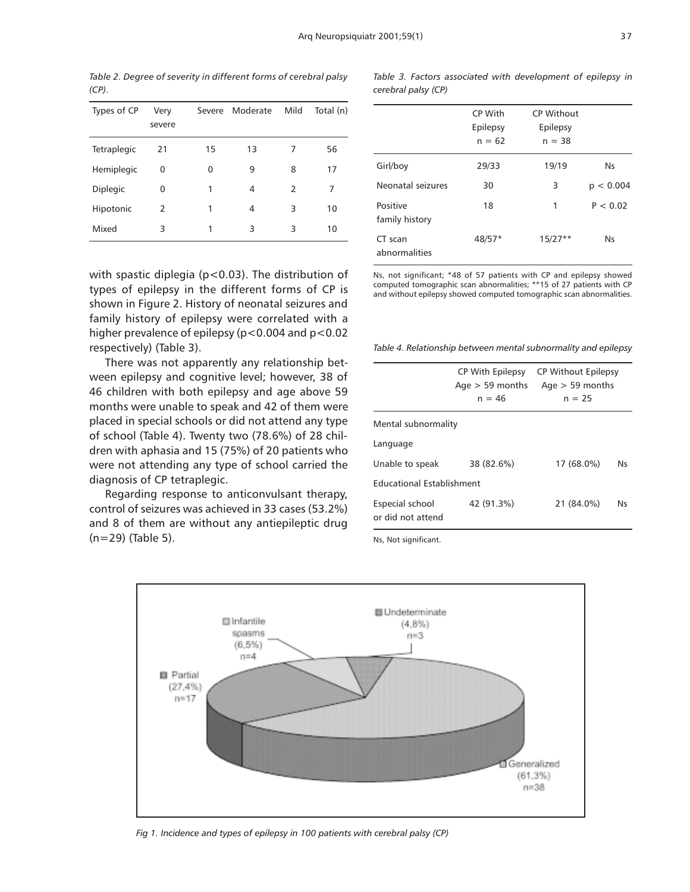Table 2. Degree of severity in different forms of cerebral palsy (CP).

| Types of CP | Very severe | Severe | Moderate | Mild | Total (n) |
|---|---|---|---|---|---|
| Tetraplegic | 21 | 15 | 13 | 7 | 56 |
| Hemiplegic | 0 | 0 | 9 | 8 | 17 |
| Diplegic | 0 | 1 | 4 | 2 | 7 |
| Hipotonic | 2 | 1 | 4 | 3 | 10 |
| Mixed | 3 | 1 | 3 | 3 | 10 |

with spastic diplegia ($p<0.03$). The distribution of types of epilepsy in the different forms of CP is shown in Figure 2. History of neonatal seizures and family history of epilepsy were correlated with a higher prevalence of epilepsy ($p<0.004$ and $p<0.02$ respectively) (Table 3).

There was not apparently any relationship between epilepsy and cognitive level; however, 38 of 46 children with both epilepsy and age above 59 months were unable to speak and 42 of them were placed in special schools or did not attend any type of school (Table 4). Twenty two (78.6%) of 28 children with aphasia and 15 (75%) of 20 patients who were not attending any type of school carried the diagnosis of CP tetraplegic.

Regarding response to anticonvulsant therapy, control of seizures was achieved in 33 cases (53.2%) and 8 of them are without any antiepileptic drug (n=29) (Table 5).

Table 3. Factors associated with development of epilepsy in cerebral palsy (CP)

| | CP With Epilepsy n = 62 | CP Without Epilepsy n = 38 | |
|---|---|---|---|
| Girl/boy | 29/33 | 19/19 | Ns |
| Neonatal seizures | 30 | 3 | $p < 0.004$ |
| Positive family history | 18 | 1 | $P < 0.02$ |
| CT scan abnormalities | 48/57* | 15/27** | Ns |

Ns, not significant; *48 of 57 patients with CP and epilepsy showed computed tomographic scan abnormalities; **15 of 27 patients with CP and without epilepsy showed computed tomographic scan abnormalities.

Table 4. Relationship between mental subnormality and epilepsy

| | CP With Epilepsy Age > 59 months n = 46 | CP Without Epilepsy Age > 59 months n = 25 | |
|---|---|---|---|
| Mental subnormality | | | |
| Language | | | |
| Unable to speak | 38 (82.6%) | 17 (68.0%) | Ns |
| Educational Establishment | | | |
| Especial school or did not attend | 42 (91.3%) | 21 (84.0%) | Ns |

Ns, Not significant.

Fig 1. Incidence and types of epilepsy in 100 patients with cerebral palsy (CP)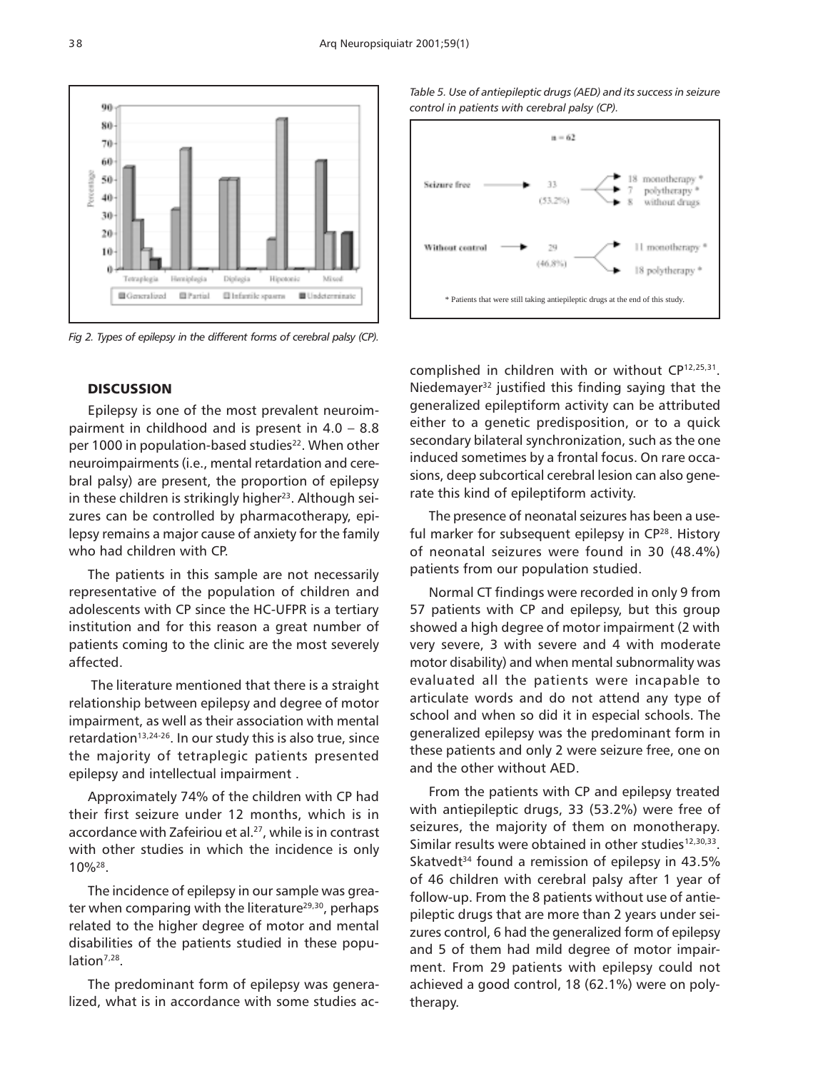Fig 2. *Types of epilepsy in the different forms of cerebral palsy (CP).*

*Table 5. Use of antiepileptic drugs (AED) and its success in seizure control in patients with cerebral palsy (CP).*

n = 62

| | | |
|---|---|---|
| Seizure free | 33 (53.2%) | 18 monotherapy * |
| | | 7 polytherapy * |
| | | 8 without drugs |
| Without control | 29 (46.8%) | 11 monotherapy * |
| | | 18 polytherapy * |

\* Patients that were still taking antiepileptic drugs at the end of this study.

## DISCUSSION

Epilepsy is one of the most prevalent neuroimpairment in childhood and is present in 4.0 – 8.8 per 1000 in population-based studies[22]. When other neuroimpairments (i.e., mental retardation and cerebral palsy) are present, the proportion of epilepsy in these children is strikingly higher[23]. Although seizures can be controlled by pharmacotherapy, epilepsy remains a major cause of anxiety for the family who had children with CP.

The patients in this sample are not necessarily representative of the population of children and adolescents with CP since the HC-UFPR is a tertiary institution and for this reason a great number of patients coming to the clinic are the most severely affected.

The literature mentioned that there is a straight relationship between epilepsy and degree of motor impairment, as well as their association with mental retardation[13,24-26]. In our study this is also true, since the majority of tetraplegic patients presented epilepsy and intellectual impairment .

Approximately 74% of the children with CP had their first seizure under 12 months, which is in accordance with Zafeiriou et al.[27], while is in contrast with other studies in which the incidence is only 10%[28].

The incidence of epilepsy in our sample was greater when comparing with the literature[29,30], perhaps related to the higher degree of motor and mental disabilities of the patients studied in these population[7,28].

The predominant form of epilepsy was generalized, what is in accordance with some studies accomplished in children with or without CP[12,25,31]. Niedemayer[32] justified this finding saying that the generalized epileptiform activity can be attributed either to a genetic predisposition, or to a quick secondary bilateral synchronization, such as the one induced sometimes by a frontal focus. On rare occasions, deep subcortical cerebral lesion can also generate this kind of epileptiform activity.

The presence of neonatal seizures has been a useful marker for subsequent epilepsy in CP[28]. History of neonatal seizures were found in 30 (48.4%) patients from our population studied.

Normal CT findings were recorded in only 9 from 57 patients with CP and epilepsy, but this group showed a high degree of motor impairment (2 with very severe, 3 with severe and 4 with moderate motor disability) and when mental subnormality was evaluated all the patients were incapable to articulate words and do not attend any type of school and when so did it in especial schools. The generalized epilepsy was the predominant form in these patients and only 2 were seizure free, one on and the other without AED.

From the patients with CP and epilepsy treated with antiepileptic drugs, 33 (53.2%) were free of seizures, the majority of them on monotherapy. Similar results were obtained in other studies[12,30,33]. Skatvedt[34] found a remission of epilepsy in 43.5% of 46 children with cerebral palsy after 1 year of follow-up. From the 8 patients without use of antiepileptic drugs that are more than 2 years under seizures control, 6 had the generalized form of epilepsy and 5 of them had mild degree of motor impairment. From 29 patients with epilepsy could not achieved a good control, 18 (62.1%) were on polytherapy.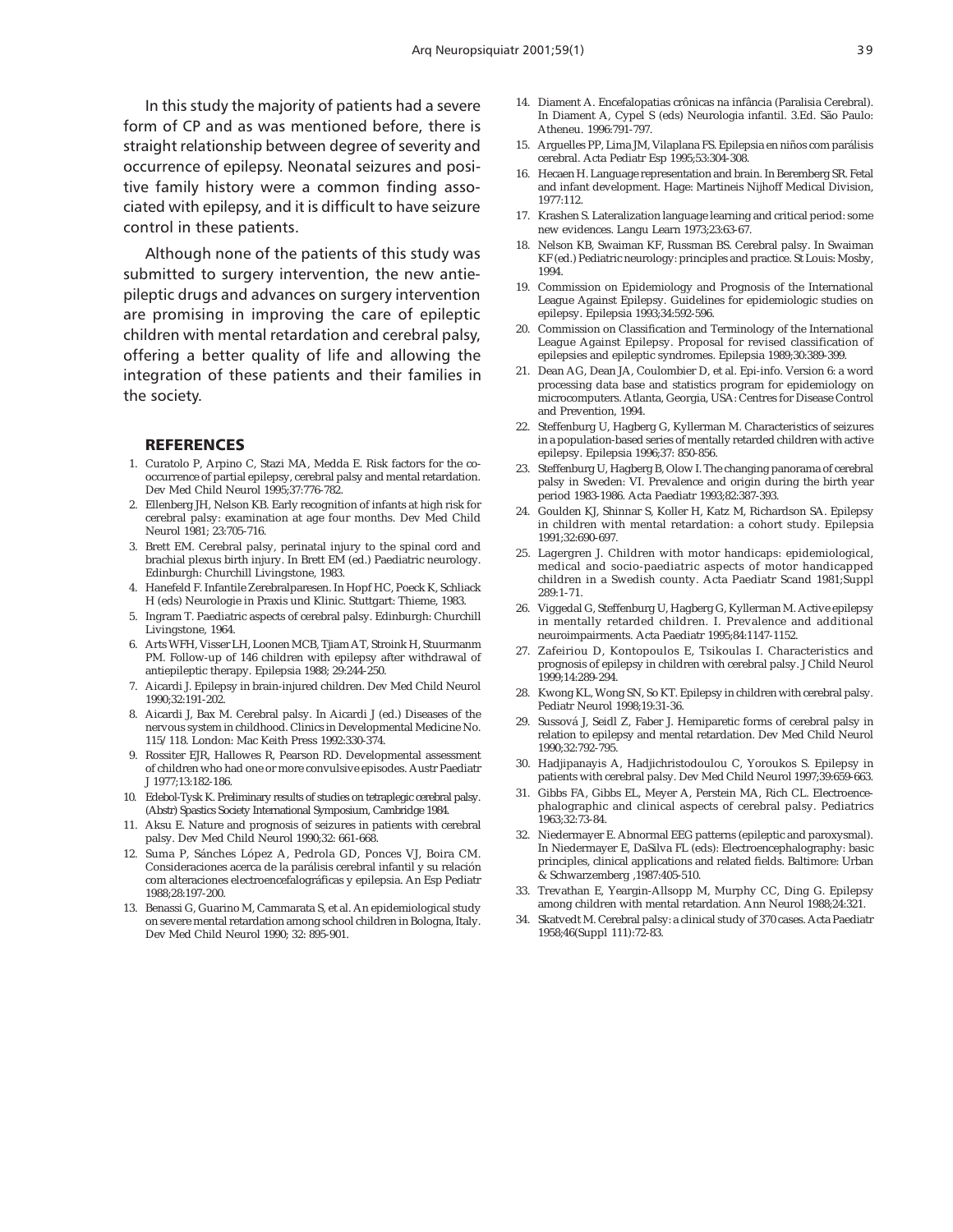In this study the majority of patients had a severe form of CP and as was mentioned before, there is straight relationship between degree of severity and occurrence of epilepsy. Neonatal seizures and positive family history were a common finding associated with epilepsy, and it is difficult to have seizure control in these patients.

Although none of the patients of this study was submitted to surgery intervention, the new antiepileptic drugs and advances on surgery intervention are promising in improving the care of epileptic children with mental retardation and cerebral palsy, offering a better quality of life and allowing the integration of these patients and their families in the society.

## REFERENCES

1. Curatolo P, Arpino C, Stazi MA, Medda E. Risk factors for the co-occurrence of partial epilepsy, cerebral palsy and mental retardation. Dev Med Child Neurol 1995;37:776-782.
2. Ellenberg JH, Nelson KB. Early recognition of infants at high risk for cerebral palsy: examination at age four months. Dev Med Child Neurol 1981; 23:705-716.
3. Brett EM. Cerebral palsy, perinatal injury to the spinal cord and brachial plexus birth injury. In Brett EM (ed.) Paediatric neurology. Edinburgh: Churchill Livingstone, 1983.
4. Hanefeld F. Infantile Zerebralparesen. In Hopf HC, Poeck K, Schliack H (eds) Neurologie in Praxis und Klinic. Stuttgart: Thieme, 1983.
5. Ingram T. Paediatric aspects of cerebral palsy. Edinburgh: Churchill Livingstone, 1964.
6. Arts WFH, Visser LH, Loonen MCB, Tjiam AT, Stroink H, Stuurmanm PM. Follow-up of 146 children with epilepsy after withdrawal of antiepileptic therapy. Epilepsia 1988; 29:244-250.
7. Aicardi J. Epilepsy in brain-injured children. Dev Med Child Neurol 1990;32:191-202.
8. Aicardi J, Bax M. Cerebral palsy. In Aicardi J (ed.) Diseases of the nervous system in childhood. Clinics in Developmental Medicine No. 115/118. London: Mac Keith Press 1992:330-374.
9. Rossiter EJR, Hallowes R, Pearson RD. Developmental assessment of children who had one or more convulsive episodes. Austr Paediatr J 1977;13:182-186.
10. Edebol-Tysk K. Preliminary results of studies on tetraplegic cerebral palsy. (Abstr) Spastics Society International Symposium, Cambridge 1984.
11. Aksu E. Nature and prognosis of seizures in patients with cerebral palsy. Dev Med Child Neurol 1990;32: 661-668.
12. Suma P, Sánches López A, Pedrola GD, Ponces VJ, Boira CM. Consideraciones acerca de la parálisis cerebral infantil y su relación com alteraciones electroencefalográficas y epilepsia. An Esp Pediatr 1988;28:197-200.
13. Benassi G, Guarino M, Cammarata S, et al. An epidemiological study on severe mental retardation among school children in Bologna, Italy. Dev Med Child Neurol 1990; 32: 895-901.
14. Diament A. Encefalopatias crônicas na infância (Paralisia Cerebral). In Diament A, Cypel S (eds) Neurologia infantil. 3.Ed. São Paulo: Atheneu. 1996:791-797.
15. Arguelles PP, Lima JM, Vilaplana FS. Epilepsia en niños com parálisis cerebral. Acta Pediatr Esp 1995;53:304-308.
16. Hecaen H. Language representation and brain. In Beremberg SR. Fetal and infant development. Hage: Martineis Nijhoff Medical Division, 1977:112.
17. Krashen S. Lateralization language learning and critical period: some new evidences. Langu Learn 1973;23:63-67.
18. Nelson KB, Swaiman KF, Russman BS. Cerebral palsy. In Swaiman KF (ed.) Pediatric neurology: principles and practice. St Louis: Mosby, 1994.
19. Commission on Epidemiology and Prognosis of the International League Against Epilepsy. Guidelines for epidemiologic studies on epilepsy. Epilepsia 1993;34:592-596.
20. Commission on Classification and Terminology of the International League Against Epilepsy. Proposal for revised classification of epilepsies and epileptic syndromes. Epilepsia 1989;30:389-399.
21. Dean AG, Dean JA, Coulombier D, et al. Epi-info. Version 6: a word processing data base and statistics program for epidemiology on microcomputers. Atlanta, Georgia, USA: Centres for Disease Control and Prevention, 1994.
22. Steffenburg U, Hagberg G, Kyllerman M. Characteristics of seizures in a population-based series of mentally retarded children with active epilepsy. Epilepsia 1996;37: 850-856.
23. Steffenburg U, Hagberg B, Olow I. The changing panorama of cerebral palsy in Sweden: VI. Prevalence and origin during the birth year period 1983-1986. Acta Paediatr 1993;82:387-393.
24. Goulden KJ, Shinnar S, Koller H, Katz M, Richardson SA. Epilepsy in children with mental retardation: a cohort study. Epilepsia 1991;32:690-697.
25. Lagergren J. Children with motor handicaps: epidemiological, medical and socio-paediatric aspects of motor handicapped children in a Swedish county. Acta Paediatr Scand 1981;Suppl 289:1-71.
26. Viggedal G, Steffenburg U, Hagberg G, Kyllerman M. Active epilepsy in mentally retarded children. I. Prevalence and additional neuroimpairments. Acta Paediatr 1995;84:1147-1152.
27. Zafeiriou D, Kontopoulos E, Tsikoulas I. Characteristics and prognosis of epilepsy in children with cerebral palsy. J Child Neurol 1999;14:289-294.
28. Kwong KL, Wong SN, So KT. Epilepsy in children with cerebral palsy. Pediatr Neurol 1998;19:31-36.
29. Sussová J, Seidl Z, Faber J. Hemiparetic forms of cerebral palsy in relation to epilepsy and mental retardation. Dev Med Child Neurol 1990;32:792-795.
30. Hadjipanayis A, Hadjichristodoulou C, Yoroukos S. Epilepsy in patients with cerebral palsy. Dev Med Child Neurol 1997;39:659-663.
31. Gibbs FA, Gibbs EL, Meyer A, Perstein MA, Rich CL. Electroencephalographic and clinical aspects of cerebral palsy. Pediatrics 1963;32:73-84.
32. Niedermayer E. Abnormal EEG patterns (epileptic and paroxysmal). In Niedermayer E, DaSilva FL (eds): Electroencephalography: basic principles, clinical applications and related fields. Baltimore: Urban & Schwarzemberg ,1987:405-510.
33. Trevathan E, Yeargin-Allsopp M, Murphy CC, Ding G. Epilepsy among children with mental retardation. Ann Neurol 1988;24:321.
34. Skatvedt M. Cerebral palsy: a clinical study of 370 cases. Acta Paediatr 1958;46(Suppl 111):72-83.